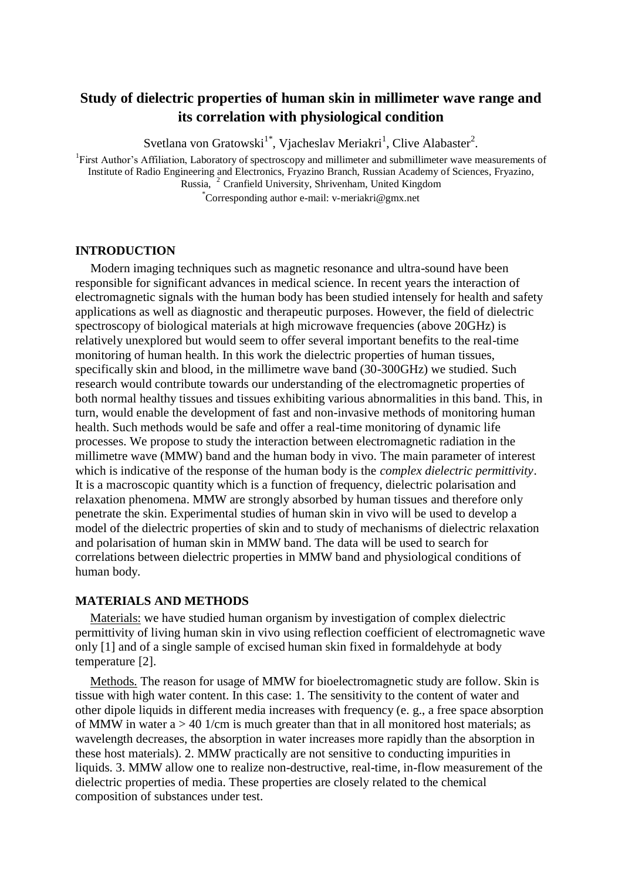# Study of dielectric properties of human skin in millimeter wave range and its correlation with physiological condition

Svetlana von Gratowski[1*], Vjacheslav Meriakri[1], Clive Alabaster[2].

[1]First Author's Affiliation, Laboratory of spectroscopy and millimeter and submillimeter wave measurements of Institute of Radio Engineering and Electronics, Fryazino Branch, Russian Academy of Sciences, Fryazino, Russia, [2] Cranfield University, Shrivenham, United Kingdom

[*]Corresponding author e-mail: v-meriakri@gmx.net

## INTRODUCTION

Modern imaging techniques such as magnetic resonance and ultra-sound have been responsible for significant advances in medical science. In recent years the interaction of electromagnetic signals with the human body has been studied intensely for health and safety applications as well as diagnostic and therapeutic purposes. However, the field of dielectric spectroscopy of biological materials at high microwave frequencies (above 20GHz) is relatively unexplored but would seem to offer several important benefits to the real-time monitoring of human health. In this work the dielectric properties of human tissues, specifically skin and blood, in the millimetre wave band (30-300GHz) we studied. Such research would contribute towards our understanding of the electromagnetic properties of both normal healthy tissues and tissues exhibiting various abnormalities in this band. This, in turn, would enable the development of fast and non-invasive methods of monitoring human health. Such methods would be safe and offer a real-time monitoring of dynamic life processes. We propose to study the interaction between electromagnetic radiation in the millimetre wave (MMW) band and the human body in vivo. The main parameter of interest which is indicative of the response of the human body is the *complex dielectric permittivity*. It is a macroscopic quantity which is a function of frequency, dielectric polarisation and relaxation phenomena. MMW are strongly absorbed by human tissues and therefore only penetrate the skin. Experimental studies of human skin in vivo will be used to develop a model of the dielectric properties of skin and to study of mechanisms of dielectric relaxation and polarisation of human skin in MMW band. The data will be used to search for correlations between dielectric properties in MMW band and physiological conditions of human body.

## MATERIALS AND METHODS

Materials: we have studied human organism by investigation of complex dielectric permittivity of living human skin in vivo using reflection coefficient of electromagnetic wave only [1] and of a single sample of excised human skin fixed in formaldehyde at body temperature [2].

Methods. The reason for usage of MMW for bioelectromagnetic study are follow. Skin is tissue with high water content. In this case: 1. The sensitivity to the content of water and other dipole liquids in different media increases with frequency (e. g., a free space absorption of MMW in water $a > 40$ 1/cm is much greater than that in all monitored host materials; as wavelength decreases, the absorption in water increases more rapidly than the absorption in these host materials). 2. MMW practically are not sensitive to conducting impurities in liquids. 3. MMW allow one to realize non-destructive, real-time, in-flow measurement of the dielectric properties of media. These properties are closely related to the chemical composition of substances under test.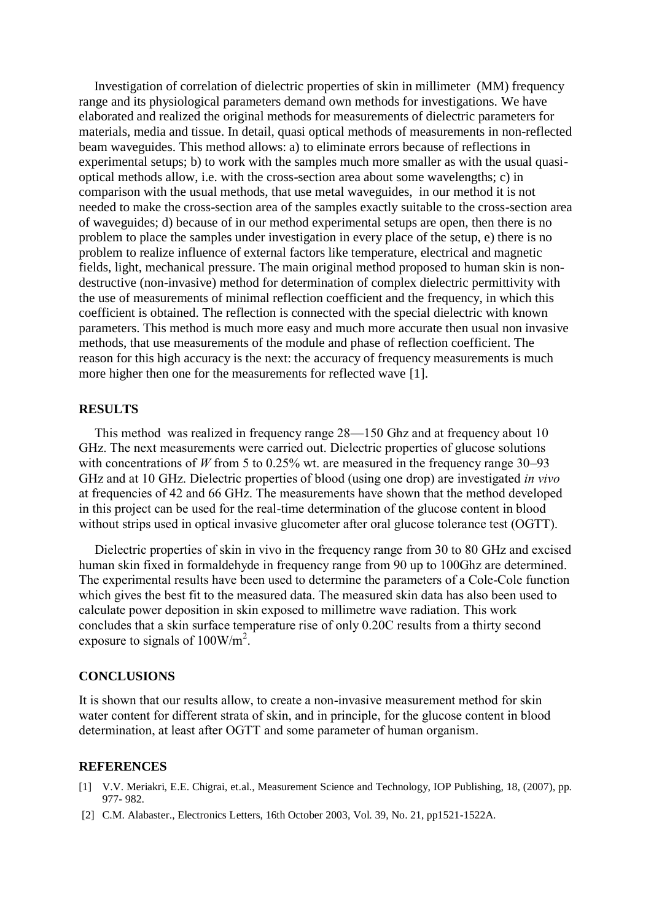Investigation of correlation of dielectric properties of skin in millimeter (MM) frequency range and its physiological parameters demand own methods for investigations. We have elaborated and realized the original methods for measurements of dielectric parameters for materials, media and tissue. In detail, quasi optical methods of measurements in non-reflected beam waveguides. This method allows: a) to eliminate errors because of reflections in experimental setups; b) to work with the samples much more smaller as with the usual quasi-optical methods allow, i.e. with the cross-section area about some wavelengths; c) in comparison with the usual methods, that use metal waveguides, in our method it is not needed to make the cross-section area of the samples exactly suitable to the cross-section area of waveguides; d) because of in our method experimental setups are open, then there is no problem to place the samples under investigation in every place of the setup, e) there is no problem to realize influence of external factors like temperature, electrical and magnetic fields, light, mechanical pressure. The main original method proposed to human skin is non-destructive (non-invasive) method for determination of complex dielectric permittivity with the use of measurements of minimal reflection coefficient and the frequency, in which this coefficient is obtained. The reflection is connected with the special dielectric with known parameters. This method is much more easy and much more accurate then usual non invasive methods, that use measurements of the module and phase of reflection coefficient. The reason for this high accuracy is the next: the accuracy of frequency measurements is much more higher then one for the measurements for reflected wave [1].

## RESULTS

This method was realized in frequency range 28—150 Ghz and at frequency about 10 GHz. The next measurements were carried out. Dielectric properties of glucose solutions with concentrations of $W$ from 5 to 0.25% wt. are measured in the frequency range 30–93 GHz and at 10 GHz. Dielectric properties of blood (using one drop) are investigated *in vivo* at frequencies of 42 and 66 GHz. The measurements have shown that the method developed in this project can be used for the real-time determination of the glucose content in blood without strips used in optical invasive glucometer after oral glucose tolerance test (OGTT).

Dielectric properties of skin in vivo in the frequency range from 30 to 80 GHz and excised human skin fixed in formaldehyde in frequency range from 90 up to 100Ghz are determined. The experimental results have been used to determine the parameters of a Cole-Cole function which gives the best fit to the measured data. The measured skin data has also been used to calculate power deposition in skin exposed to millimetre wave radiation. This work concludes that a skin surface temperature rise of only 0.20C results from a thirty second exposure to signals of $100\text{W/m}^2$.

## CONCLUSIONS

It is shown that our results allow, to create a non-invasive measurement method for skin water content for different strata of skin, and in principle, for the glucose content in blood determination, at least after OGTT and some parameter of human organism.

## REFERENCES

[1] V.V. Meriakri, E.E. Chigrai, et.al., Measurement Science and Technology, IOP Publishing, 18, (2007), pp. 977- 982.

[2] C.M. Alabaster., Electronics Letters, 16th October 2003, Vol. 39, No. 21, pp1521-1522A.